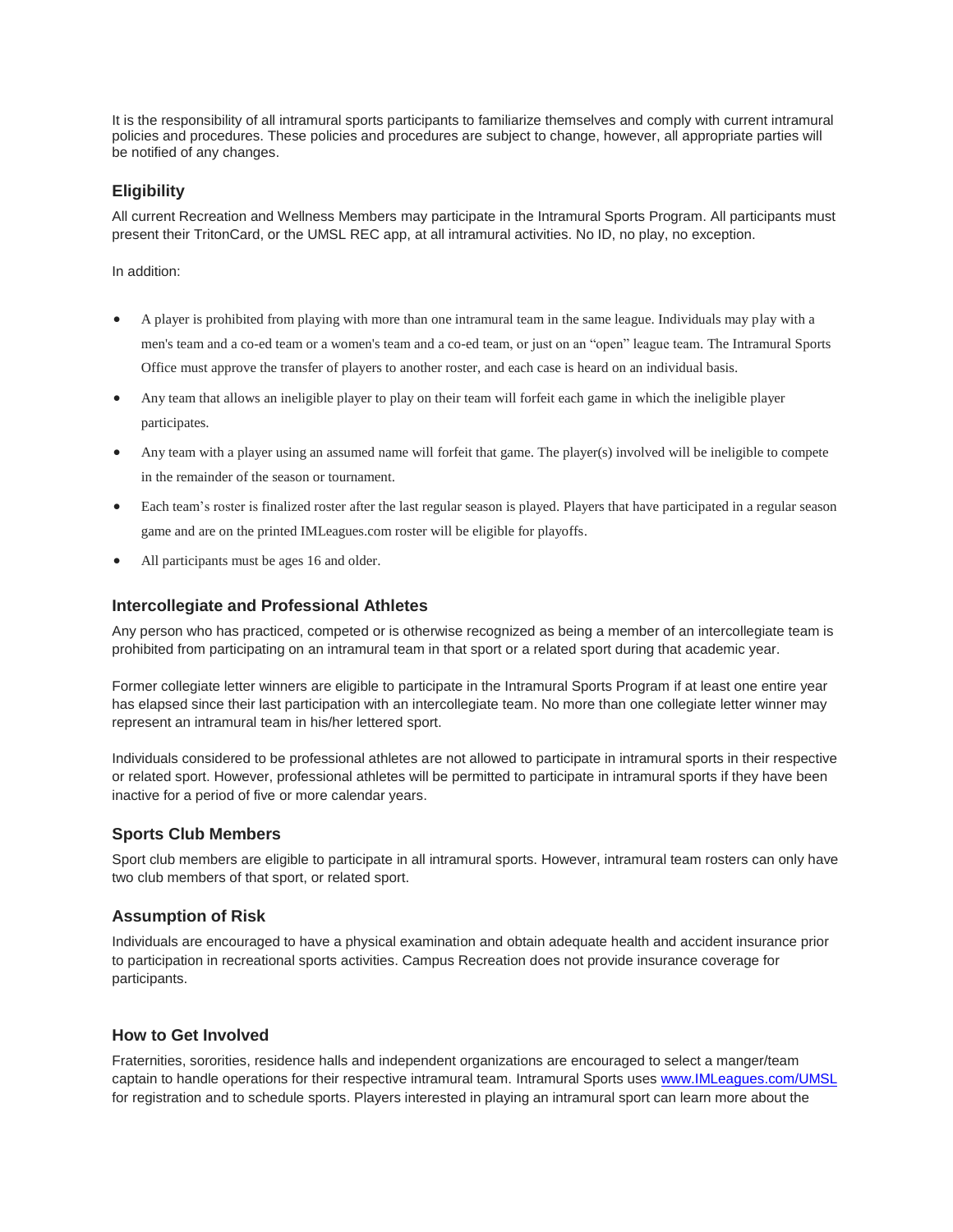It is the responsibility of all intramural sports participants to familiarize themselves and comply with current intramural policies and procedures. These policies and procedures are subject to change, however, all appropriate parties will be notified of any changes.

### Eligibility

All current Recreation and Wellness Members may participate in the Intramural Sports Program. All participants must present their TritonCard, or the UMSL REC app, at all intramural activities. No ID, no play, no exception.

In addition:

- A player is prohibited from playing with more than one intramural team in the same league. Individuals may play with a men's team and a co-ed team or a women's team and a co-ed team, or just on an "open" league team. The Intramural Sports Office must approve the transfer of players to another roster, and each case is heard on an individual basis.
- Any team that allows an ineligible player to play on their team will forfeit each game in which the ineligible player participates.
- Any team with a player using an assumed name will forfeit that game. The player(s) involved will be ineligible to compete in the remainder of the season or tournament.
- Each team's roster is finalized roster after the last regular season is played. Players that have participated in a regular season game and are on the printed IMLeagues.com roster will be eligible for playoffs.
- All participants must be ages 16 and older.

### Intercollegiate and Professional Athletes

Any person who has practiced, competed or is otherwise recognized as being a member of an intercollegiate team is prohibited from participating on an intramural team in that sport or a related sport during that academic year.

Former collegiate letter winners are eligible to participate in the Intramural Sports Program if at least one entire year has elapsed since their last participation with an intercollegiate team. No more than one collegiate letter winner may represent an intramural team in his/her lettered sport.

Individuals considered to be professional athletes are not allowed to participate in intramural sports in their respective or related sport. However, professional athletes will be permitted to participate in intramural sports if they have been inactive for a period of five or more calendar years.

### Sports Club Members

Sport club members are eligible to participate in all intramural sports. However, intramural team rosters can only have two club members of that sport, or related sport.

### Assumption of Risk

Individuals are encouraged to have a physical examination and obtain adequate health and accident insurance prior to participation in recreational sports activities. Campus Recreation does not provide insurance coverage for participants.

### How to Get Involved

Fraternities, sororities, residence halls and independent organizations are encouraged to select a manger/team captain to handle operations for their respective intramural team. Intramural Sports uses [www.IMLeagues.com/UMSL](http://www.IMLeagues.com/UMSL) for registration and to schedule sports. Players interested in playing an intramural sport can learn more about the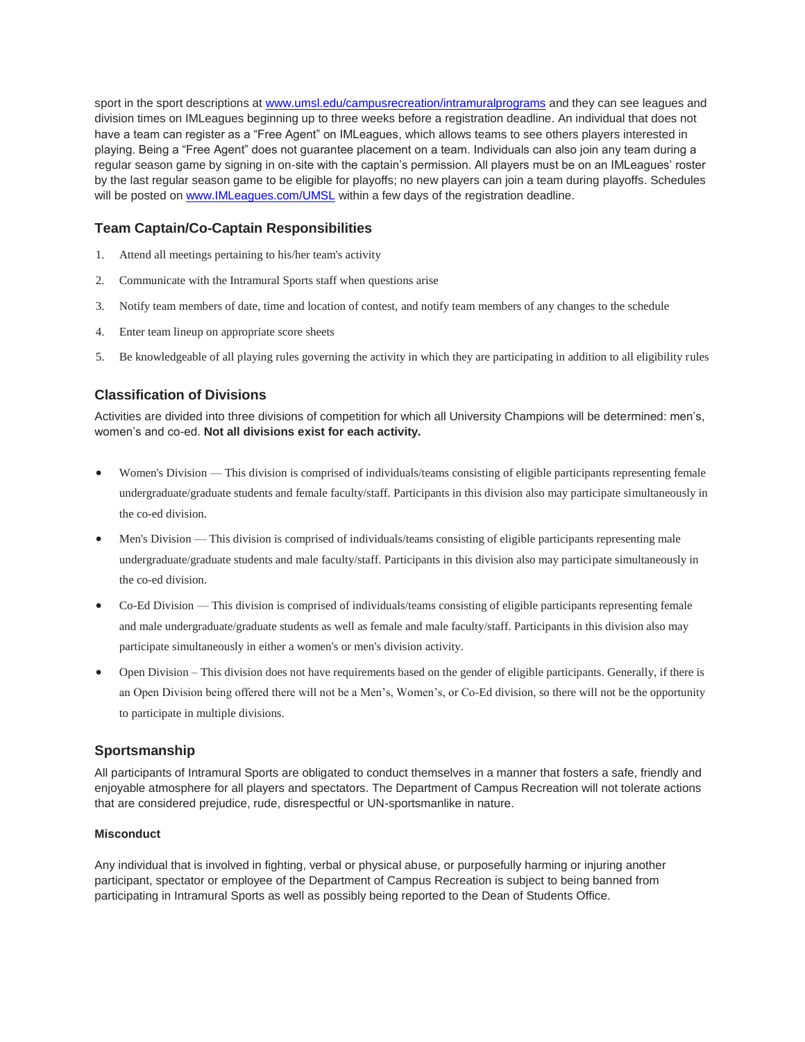sport in the sport descriptions at [www.umsl.edu/campusrecreation/intramuralprograms](www.umsl.edu/campusrecreation/intramuralprograms) and they can see leagues and division times on IMLeagues beginning up to three weeks before a registration deadline. An individual that does not have a team can register as a "Free Agent" on IMLeagues, which allows teams to see others players interested in playing. Being a "Free Agent" does not guarantee placement on a team. Individuals can also join any team during a regular season game by signing in on-site with the captain's permission. All players must be on an IMLeagues' roster by the last regular season game to be eligible for playoffs; no new players can join a team during playoffs. Schedules will be posted on [www.IMLeagues.com/UMSL](www.IMLeagues.com/UMSL) within a few days of the registration deadline.

### Team Captain/Co-Captain Responsibilities

1. Attend all meetings pertaining to his/her team's activity
2. Communicate with the Intramural Sports staff when questions arise
3. Notify team members of date, time and location of contest, and notify team members of any changes to the schedule
4. Enter team lineup on appropriate score sheets
5. Be knowledgeable of all playing rules governing the activity in which they are participating in addition to all eligibility rules

### Classification of Divisions

Activities are divided into three divisions of competition for which all University Champions will be determined: men's, women's and co-ed. **Not all divisions exist for each activity.**

- Women's Division — This division is comprised of individuals/teams consisting of eligible participants representing female undergraduate/graduate students and female faculty/staff. Participants in this division also may participate simultaneously in the co-ed division.
- Men's Division — This division is comprised of individuals/teams consisting of eligible participants representing male undergraduate/graduate students and male faculty/staff. Participants in this division also may participate simultaneously in the co-ed division.
- Co-Ed Division — This division is comprised of individuals/teams consisting of eligible participants representing female and male undergraduate/graduate students as well as female and male faculty/staff. Participants in this division also may participate simultaneously in either a women's or men's division activity.
- Open Division – This division does not have requirements based on the gender of eligible participants. Generally, if there is an Open Division being offered there will not be a Men's, Women's, or Co-Ed division, so there will not be the opportunity to participate in multiple divisions.

### Sportsmanship

All participants of Intramural Sports are obligated to conduct themselves in a manner that fosters a safe, friendly and enjoyable atmosphere for all players and spectators. The Department of Campus Recreation will not tolerate actions that are considered prejudice, rude, disrespectful or UN-sportsmanlike in nature.

#### Misconduct

Any individual that is involved in fighting, verbal or physical abuse, or purposefully harming or injuring another participant, spectator or employee of the Department of Campus Recreation is subject to being banned from participating in Intramural Sports as well as possibly being reported to the Dean of Students Office.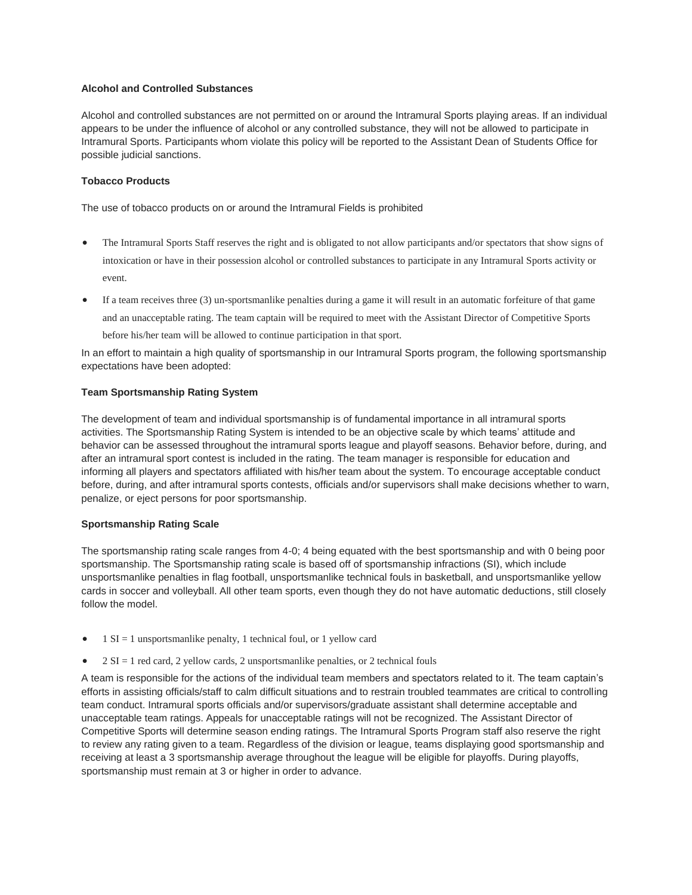**Alcohol and Controlled Substances**

Alcohol and controlled substances are not permitted on or around the Intramural Sports playing areas. If an individual appears to be under the influence of alcohol or any controlled substance, they will not be allowed to participate in Intramural Sports. Participants whom violate this policy will be reported to the Assistant Dean of Students Office for possible judicial sanctions.

**Tobacco Products**

The use of tobacco products on or around the Intramural Fields is prohibited

- The Intramural Sports Staff reserves the right and is obligated to not allow participants and/or spectators that show signs of intoxication or have in their possession alcohol or controlled substances to participate in any Intramural Sports activity or event.
- If a team receives three (3) un-sportsmanlike penalties during a game it will result in an automatic forfeiture of that game and an unacceptable rating. The team captain will be required to meet with the Assistant Director of Competitive Sports before his/her team will be allowed to continue participation in that sport.

In an effort to maintain a high quality of sportsmanship in our Intramural Sports program, the following sportsmanship expectations have been adopted:

**Team Sportsmanship Rating System**

The development of team and individual sportsmanship is of fundamental importance in all intramural sports activities. The Sportsmanship Rating System is intended to be an objective scale by which teams' attitude and behavior can be assessed throughout the intramural sports league and playoff seasons. Behavior before, during, and after an intramural sport contest is included in the rating. The team manager is responsible for education and informing all players and spectators affiliated with his/her team about the system. To encourage acceptable conduct before, during, and after intramural sports contests, officials and/or supervisors shall make decisions whether to warn, penalize, or eject persons for poor sportsmanship.

**Sportsmanship Rating Scale**

The sportsmanship rating scale ranges from 4-0; 4 being equated with the best sportsmanship and with 0 being poor sportsmanship. The Sportsmanship rating scale is based off of sportsmanship infractions (SI), which include unsportsmanlike penalties in flag football, unsportsmanlike technical fouls in basketball, and unsportsmanlike yellow cards in soccer and volleyball. All other team sports, even though they do not have automatic deductions, still closely follow the model.

- 1 SI = 1 unsportsmanlike penalty, 1 technical foul, or 1 yellow card
- 2 SI = 1 red card, 2 yellow cards, 2 unsportsmanlike penalties, or 2 technical fouls

A team is responsible for the actions of the individual team members and spectators related to it. The team captain's efforts in assisting officials/staff to calm difficult situations and to restrain troubled teammates are critical to controlling team conduct. Intramural sports officials and/or supervisors/graduate assistant shall determine acceptable and unacceptable team ratings. Appeals for unacceptable ratings will not be recognized. The Assistant Director of Competitive Sports will determine season ending ratings. The Intramural Sports Program staff also reserve the right to review any rating given to a team. Regardless of the division or league, teams displaying good sportsmanship and receiving at least a 3 sportsmanship average throughout the league will be eligible for playoffs. During playoffs, sportsmanship must remain at 3 or higher in order to advance.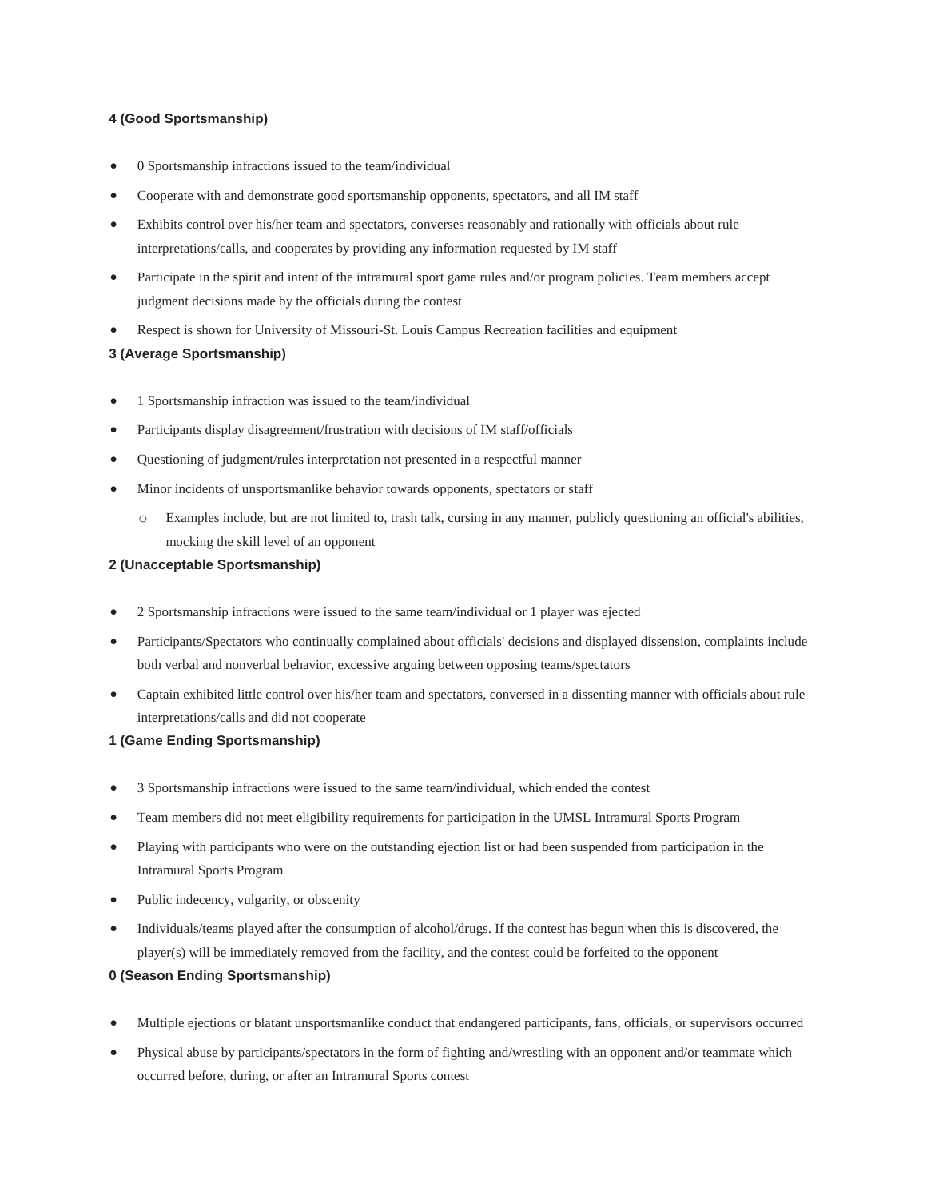**4 (Good Sportsmanship)**

- 0 Sportsmanship infractions issued to the team/individual
- Cooperate with and demonstrate good sportsmanship opponents, spectators, and all IM staff
- Exhibits control over his/her team and spectators, converses reasonably and rationally with officials about rule interpretations/calls, and cooperates by providing any information requested by IM staff
- Participate in the spirit and intent of the intramural sport game rules and/or program policies. Team members accept judgment decisions made by the officials during the contest
- Respect is shown for University of Missouri-St. Louis Campus Recreation facilities and equipment

**3 (Average Sportsmanship)**

- 1 Sportsmanship infraction was issued to the team/individual
- Participants display disagreement/frustration with decisions of IM staff/officials
- Questioning of judgment/rules interpretation not presented in a respectful manner
- Minor incidents of unsportsmanlike behavior towards opponents, spectators or staff
  - Examples include, but are not limited to, trash talk, cursing in any manner, publicly questioning an official's abilities, mocking the skill level of an opponent

**2 (Unacceptable Sportsmanship)**

- 2 Sportsmanship infractions were issued to the same team/individual or 1 player was ejected
- Participants/Spectators who continually complained about officials' decisions and displayed dissension, complaints include both verbal and nonverbal behavior, excessive arguing between opposing teams/spectators
- Captain exhibited little control over his/her team and spectators, conversed in a dissenting manner with officials about rule interpretations/calls and did not cooperate

**1 (Game Ending Sportsmanship)**

- 3 Sportsmanship infractions were issued to the same team/individual, which ended the contest
- Team members did not meet eligibility requirements for participation in the UMSL Intramural Sports Program
- Playing with participants who were on the outstanding ejection list or had been suspended from participation in the Intramural Sports Program
- Public indecency, vulgarity, or obscenity
- Individuals/teams played after the consumption of alcohol/drugs. If the contest has begun when this is discovered, the player(s) will be immediately removed from the facility, and the contest could be forfeited to the opponent

**0 (Season Ending Sportsmanship)**

- Multiple ejections or blatant unsportsmanlike conduct that endangered participants, fans, officials, or supervisors occurred
- Physical abuse by participants/spectators in the form of fighting and/or wrestling with an opponent and/or teammate which occurred before, during, or after an Intramural Sports contest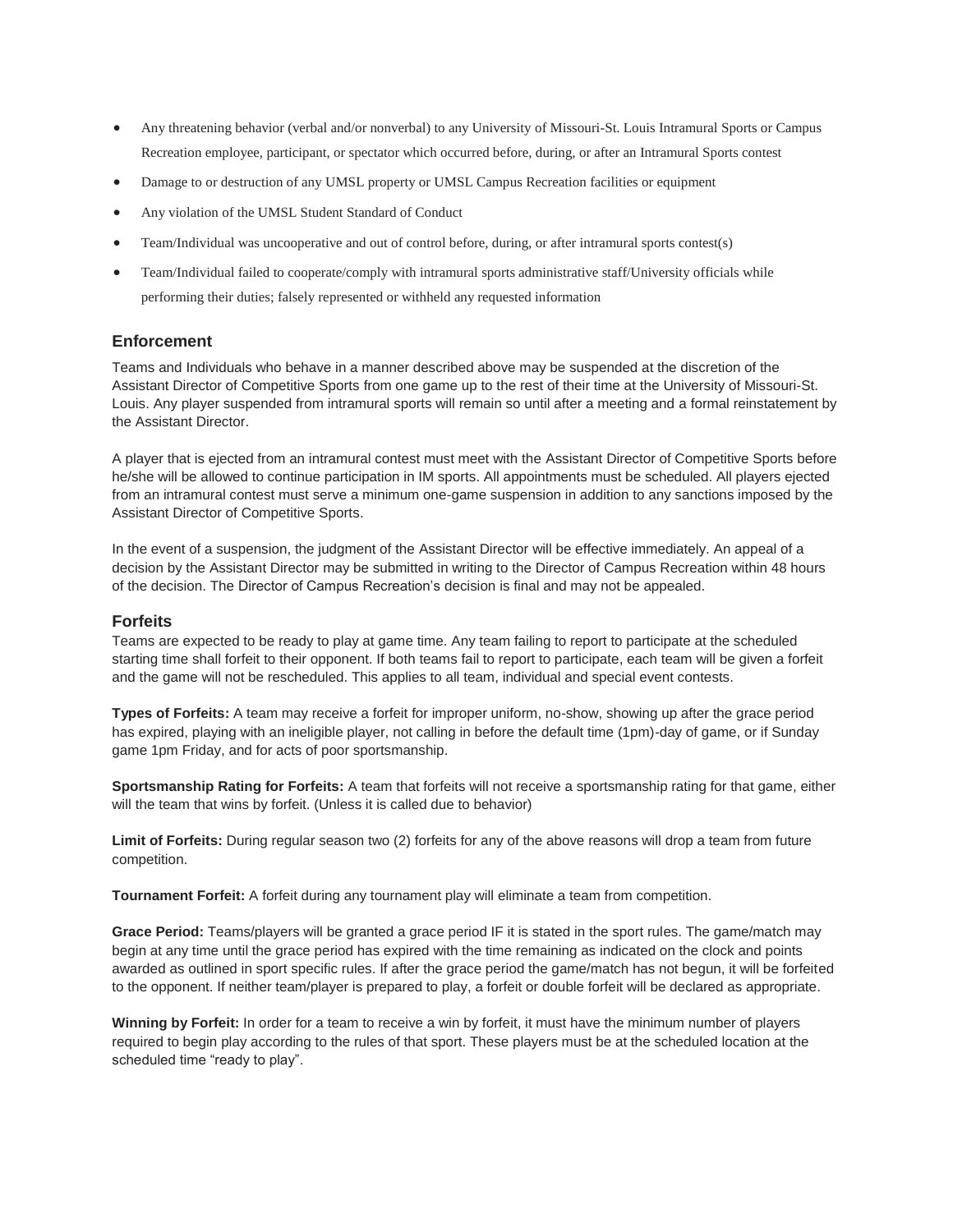- Any threatening behavior (verbal and/or nonverbal) to any University of Missouri-St. Louis Intramural Sports or Campus Recreation employee, participant, or spectator which occurred before, during, or after an Intramural Sports contest
- Damage to or destruction of any UMSL property or UMSL Campus Recreation facilities or equipment
- Any violation of the UMSL Student Standard of Conduct
- Team/Individual was uncooperative and out of control before, during, or after intramural sports contest(s)
- Team/Individual failed to cooperate/comply with intramural sports administrative staff/University officials while performing their duties; falsely represented or withheld any requested information

### Enforcement

Teams and Individuals who behave in a manner described above may be suspended at the discretion of the Assistant Director of Competitive Sports from one game up to the rest of their time at the University of Missouri-St. Louis. Any player suspended from intramural sports will remain so until after a meeting and a formal reinstatement by the Assistant Director.

A player that is ejected from an intramural contest must meet with the Assistant Director of Competitive Sports before he/she will be allowed to continue participation in IM sports. All appointments must be scheduled. All players ejected from an intramural contest must serve a minimum one-game suspension in addition to any sanctions imposed by the Assistant Director of Competitive Sports.

In the event of a suspension, the judgment of the Assistant Director will be effective immediately. An appeal of a decision by the Assistant Director may be submitted in writing to the Director of Campus Recreation within 48 hours of the decision. The Director of Campus Recreation's decision is final and may not be appealed.

### Forfeits

Teams are expected to be ready to play at game time. Any team failing to report to participate at the scheduled starting time shall forfeit to their opponent. If both teams fail to report to participate, each team will be given a forfeit and the game will not be rescheduled. This applies to all team, individual and special event contests.

**Types of Forfeits:** A team may receive a forfeit for improper uniform, no-show, showing up after the grace period has expired, playing with an ineligible player, not calling in before the default time (1pm)-day of game, or if Sunday game 1pm Friday, and for acts of poor sportsmanship.

**Sportsmanship Rating for Forfeits:** A team that forfeits will not receive a sportsmanship rating for that game, either will the team that wins by forfeit. (Unless it is called due to behavior)

**Limit of Forfeits:** During regular season two (2) forfeits for any of the above reasons will drop a team from future competition.

**Tournament Forfeit:** A forfeit during any tournament play will eliminate a team from competition.

**Grace Period:** Teams/players will be granted a grace period IF it is stated in the sport rules. The game/match may begin at any time until the grace period has expired with the time remaining as indicated on the clock and points awarded as outlined in sport specific rules. If after the grace period the game/match has not begun, it will be forfeited to the opponent. If neither team/player is prepared to play, a forfeit or double forfeit will be declared as appropriate.

**Winning by Forfeit:** In order for a team to receive a win by forfeit, it must have the minimum number of players required to begin play according to the rules of that sport. These players must be at the scheduled location at the scheduled time "ready to play".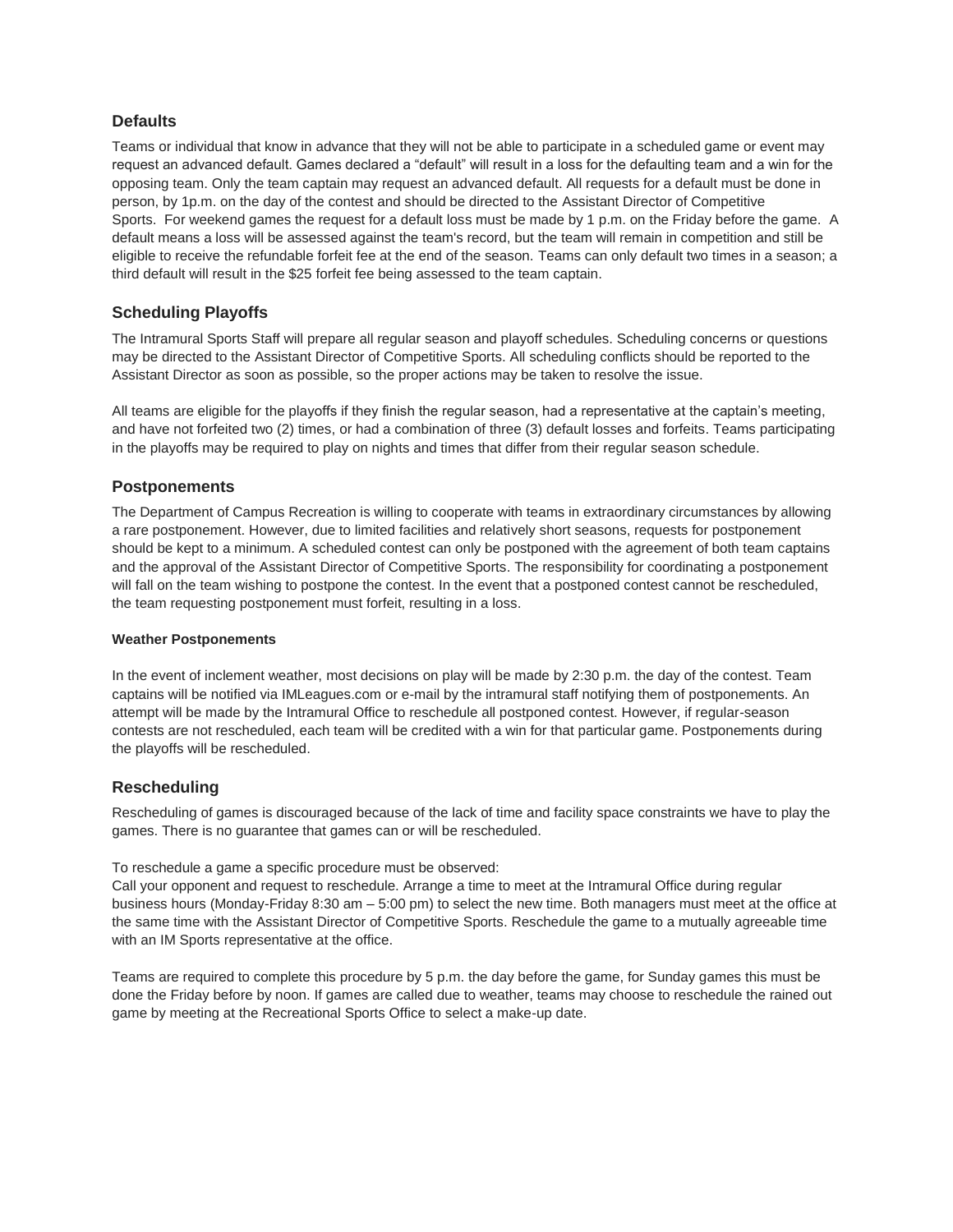## Defaults

Teams or individual that know in advance that they will not be able to participate in a scheduled game or event may request an advanced default. Games declared a "default" will result in a loss for the defaulting team and a win for the opposing team. Only the team captain may request an advanced default. All requests for a default must be done in person, by 1p.m. on the day of the contest and should be directed to the Assistant Director of Competitive Sports. For weekend games the request for a default loss must be made by 1 p.m. on the Friday before the game. A default means a loss will be assessed against the team's record, but the team will remain in competition and still be eligible to receive the refundable forfeit fee at the end of the season. Teams can only default two times in a season; a third default will result in the $25 forfeit fee being assessed to the team captain.

## Scheduling Playoffs

The Intramural Sports Staff will prepare all regular season and playoff schedules. Scheduling concerns or questions may be directed to the Assistant Director of Competitive Sports. All scheduling conflicts should be reported to the Assistant Director as soon as possible, so the proper actions may be taken to resolve the issue.

All teams are eligible for the playoffs if they finish the regular season, had a representative at the captain's meeting, and have not forfeited two (2) times, or had a combination of three (3) default losses and forfeits. Teams participating in the playoffs may be required to play on nights and times that differ from their regular season schedule.

## Postponements

The Department of Campus Recreation is willing to cooperate with teams in extraordinary circumstances by allowing a rare postponement. However, due to limited facilities and relatively short seasons, requests for postponement should be kept to a minimum. A scheduled contest can only be postponed with the agreement of both team captains and the approval of the Assistant Director of Competitive Sports. The responsibility for coordinating a postponement will fall on the team wishing to postpone the contest. In the event that a postponed contest cannot be rescheduled, the team requesting postponement must forfeit, resulting in a loss.

#### Weather Postponements

In the event of inclement weather, most decisions on play will be made by 2:30 p.m. the day of the contest. Team captains will be notified via IMLeagues.com or e-mail by the intramural staff notifying them of postponements. An attempt will be made by the Intramural Office to reschedule all postponed contest. However, if regular-season contests are not rescheduled, each team will be credited with a win for that particular game. Postponements during the playoffs will be rescheduled.

## Rescheduling

Rescheduling of games is discouraged because of the lack of time and facility space constraints we have to play the games. There is no guarantee that games can or will be rescheduled.

To reschedule a game a specific procedure must be observed:
Call your opponent and request to reschedule. Arrange a time to meet at the Intramural Office during regular business hours (Monday-Friday 8:30 am – 5:00 pm) to select the new time. Both managers must meet at the office at the same time with the Assistant Director of Competitive Sports. Reschedule the game to a mutually agreeable time with an IM Sports representative at the office.

Teams are required to complete this procedure by 5 p.m. the day before the game, for Sunday games this must be done the Friday before by noon. If games are called due to weather, teams may choose to reschedule the rained out game by meeting at the Recreational Sports Office to select a make-up date.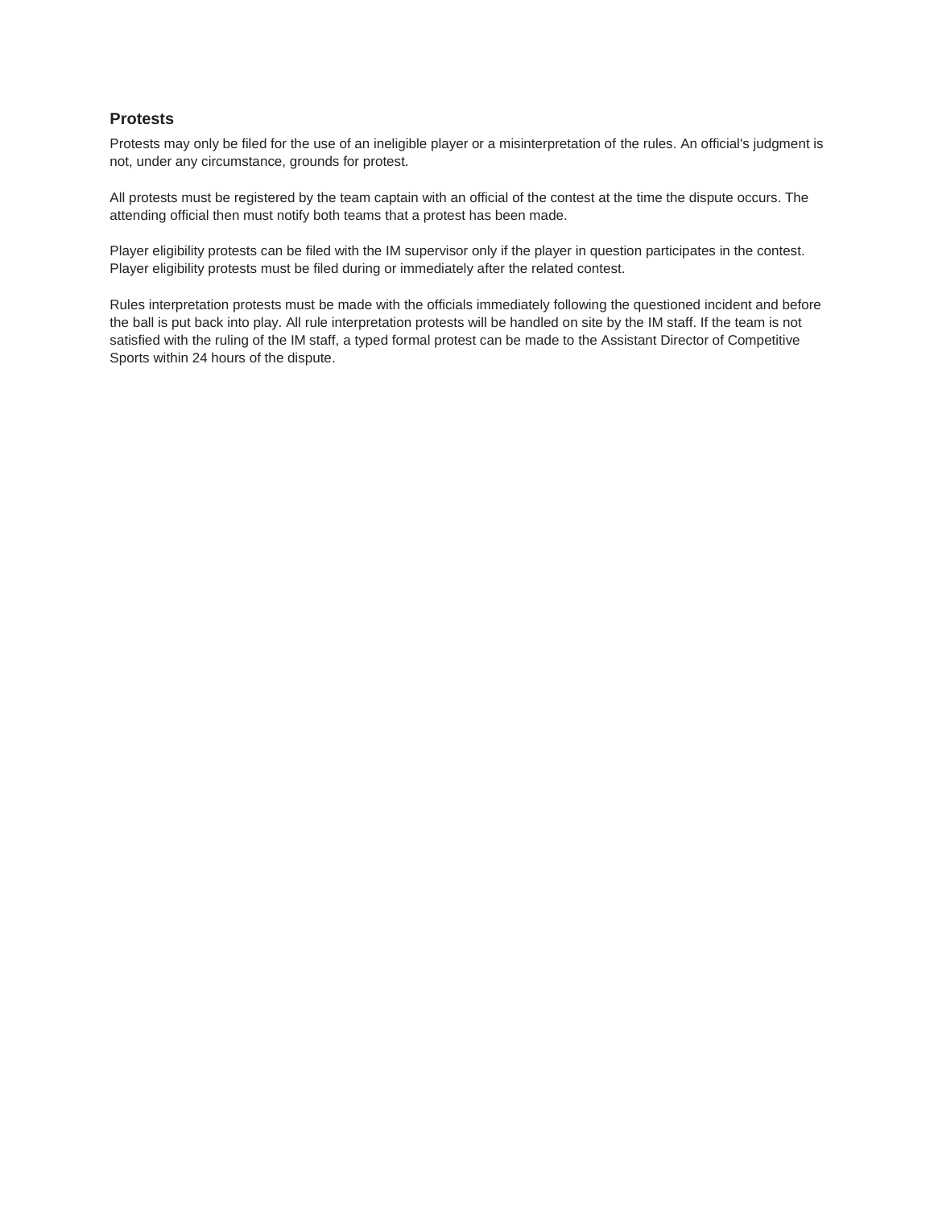### Protests

Protests may only be filed for the use of an ineligible player or a misinterpretation of the rules. An official's judgment is not, under any circumstance, grounds for protest.

All protests must be registered by the team captain with an official of the contest at the time the dispute occurs. The attending official then must notify both teams that a protest has been made.

Player eligibility protests can be filed with the IM supervisor only if the player in question participates in the contest. Player eligibility protests must be filed during or immediately after the related contest.

Rules interpretation protests must be made with the officials immediately following the questioned incident and before the ball is put back into play. All rule interpretation protests will be handled on site by the IM staff. If the team is not satisfied with the ruling of the IM staff, a typed formal protest can be made to the Assistant Director of Competitive Sports within 24 hours of the dispute.